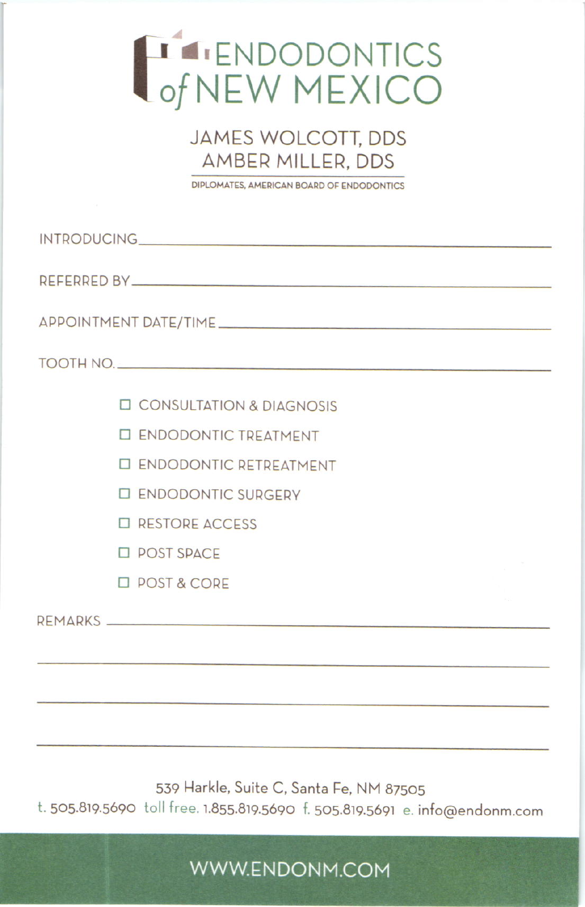# ENDODONTICS of NEW MEXICO

## JAMES WOLCOTT, DDS
## AMBER MILLER, DDS

DIPLOMATES, AMERICAN BOARD OF ENDODONTICS

INTRODUCING ______________________________

REFERRED BY ______________________________

APPOINTMENT DATE/TIME ______________________________

TOOTH NO. ______________________________

- ☐ CONSULTATION & DIAGNOSIS
- ☐ ENDODONTIC TREATMENT
- ☐ ENDODONTIC RETREATMENT
- ☐ ENDODONTIC SURGERY
- ☐ RESTORE ACCESS
- ☐ POST SPACE
- ☐ POST & CORE

REMARKS ______________________________

______________________________

______________________________

______________________________

539 Harkle, Suite C, Santa Fe, NM 87505

t. 505.819.5690 toll free. 1.855.819.5690 f. 505.819.5691 e. info@endonm.com

WWW.ENDONM.COM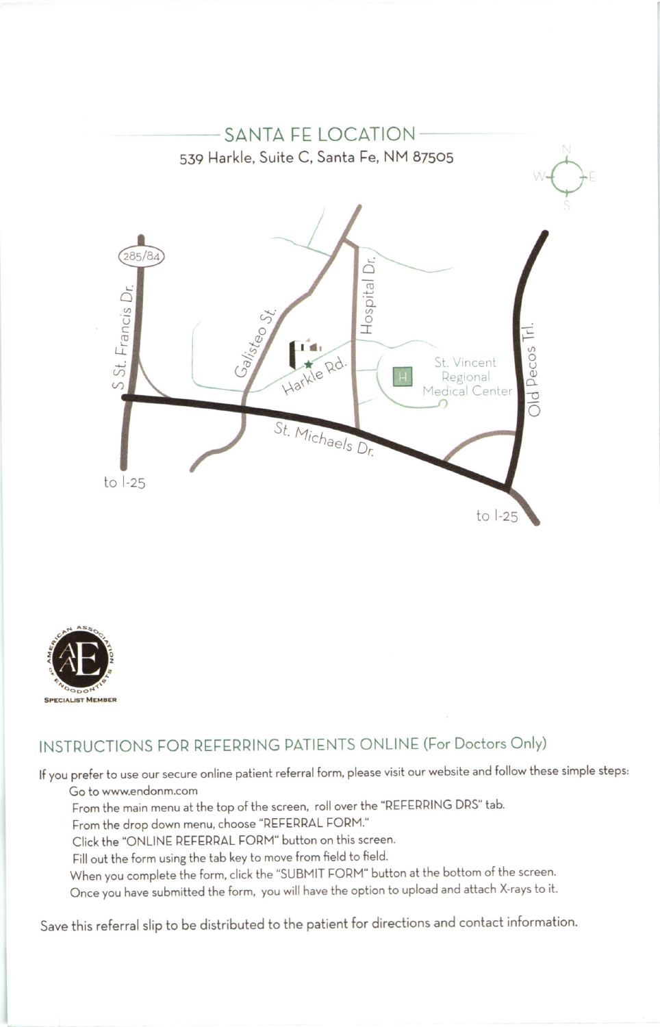## SANTA FE LOCATION

539 Harkle, Suite C, Santa Fe, NM 87505

285/84

S St. Francis Dr.

Galisteo St.

Hospital Dr.

Harkle Rd.

St. Vincent Regional Medical Center

Old Pecos Trl.

St. Michaels Dr.

to I-25

to I-25

N
W E
S

AMERICAN ASSOCIATION OF ENDODONTISTS
SPECIALIST MEMBER

## INSTRUCTIONS FOR REFERRING PATIENTS ONLINE (For Doctors Only)

If you prefer to use our secure online patient referral form, please visit our website and follow these simple steps:

Go to www.endonm.com

From the main menu at the top of the screen, roll over the "REFERRING DRS" tab.

From the drop down menu, choose "REFERRAL FORM."

Click the "ONLINE REFERRAL FORM" button on this screen.

Fill out the form using the tab key to move from field to field.

When you complete the form, click the "SUBMIT FORM" button at the bottom of the screen.

Once you have submitted the form, you will have the option to upload and attach X-rays to it.

Save this referral slip to be distributed to the patient for directions and contact information.